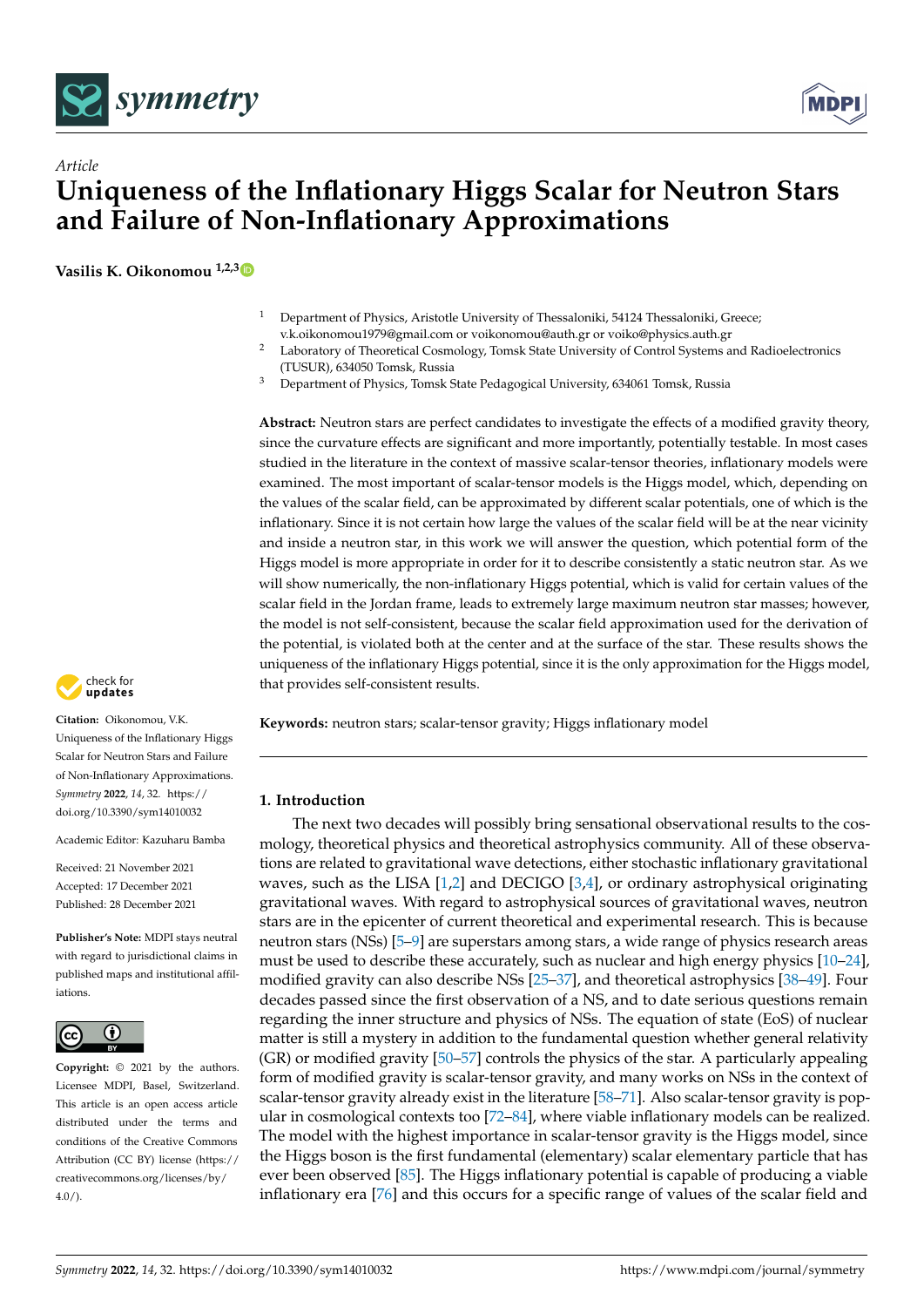*Article*

# Uniqueness of the Inflationary Higgs Scalar for Neutron Stars and Failure of Non-Inflationary Approximations

**Vasilis K. Oikonomou** [1,2,3]

[1] Department of Physics, Aristotle University of Thessaloniki, 54124 Thessaloniki, Greece; v.k.oikonomou1979@gmail.com or voikonomou@auth.gr or voiko@physics.auth.gr

[2] Laboratory of Theoretical Cosmology, Tomsk State University of Control Systems and Radioelectronics (TUSUR), 634050 Tomsk, Russia

[3] Department of Physics, Tomsk State Pedagogical University, 634061 Tomsk, Russia

**Abstract:** Neutron stars are perfect candidates to investigate the effects of a modified gravity theory, since the curvature effects are significant and more importantly, potentially testable. In most cases studied in the literature in the context of massive scalar-tensor theories, inflationary models were examined. The most important of scalar-tensor models is the Higgs model, which, depending on the values of the scalar field, can be approximated by different scalar potentials, one of which is the inflationary. Since it is not certain how large the values of the scalar field will be at the near vicinity and inside a neutron star, in this work we will answer the question, which potential form of the Higgs model is more appropriate in order for it to describe consistently a static neutron star. As we will show numerically, the non-inflationary Higgs potential, which is valid for certain values of the scalar field in the Jordan frame, leads to extremely large maximum neutron star masses; however, the model is not self-consistent, because the scalar field approximation used for the derivation of the potential, is violated both at the center and at the surface of the star. These results shows the uniqueness of the inflationary Higgs potential, since it is the only approximation for the Higgs model, that provides self-consistent results.

**Keywords:** neutron stars; scalar-tensor gravity; Higgs inflationary model

**Citation:** Oikonomou, V.K. Uniqueness of the Inflationary Higgs Scalar for Neutron Stars and Failure of Non-Inflationary Approximations. *Symmetry* **2022**, *14*, 32. https://doi.org/10.3390/sym14010032

Academic Editor: Kazuharu Bamba

Received: 21 November 2021
Accepted: 17 December 2021
Published: 28 December 2021

**Publisher's Note:** MDPI stays neutral with regard to jurisdictional claims in published maps and institutional affiliations.

**Copyright:** © 2021 by the authors. Licensee MDPI, Basel, Switzerland. This article is an open access article distributed under the terms and conditions of the Creative Commons Attribution (CC BY) license (https://creativecommons.org/licenses/by/4.0/).

## 1. Introduction

The next two decades will possibly bring sensational observational results to the cosmology, theoretical physics and theoretical astrophysics community. All of these observations are related to gravitational wave detections, either stochastic inflationary gravitational waves, such as the LISA [1,2] and DECIGO [3,4], or ordinary astrophysical originating gravitational waves. With regard to astrophysical sources of gravitational waves, neutron stars are in the epicenter of current theoretical and experimental research. This is because neutron stars (NSs) [5–9] are superstars among stars, a wide range of physics research areas must be used to describe these accurately, such as nuclear and high energy physics [10–24], modified gravity can also describe NSs [25–37], and theoretical astrophysics [38–49]. Four decades passed since the first observation of a NS, and to date serious questions remain regarding the inner structure and physics of NSs. The equation of state (EoS) of nuclear matter is still a mystery in addition to the fundamental question whether general relativity (GR) or modified gravity [50–57] controls the physics of the star. A particularly appealing form of modified gravity is scalar-tensor gravity, and many works on NSs in the context of scalar-tensor gravity already exist in the literature [58–71]. Also scalar-tensor gravity is popular in cosmological contexts too [72–84], where viable inflationary models can be realized. The model with the highest importance in scalar-tensor gravity is the Higgs model, since the Higgs boson is the first fundamental (elementary) scalar elementary particle that has ever been observed [85]. The Higgs inflationary potential is capable of producing a viable inflationary era [76] and this occurs for a specific range of values of the scalar field and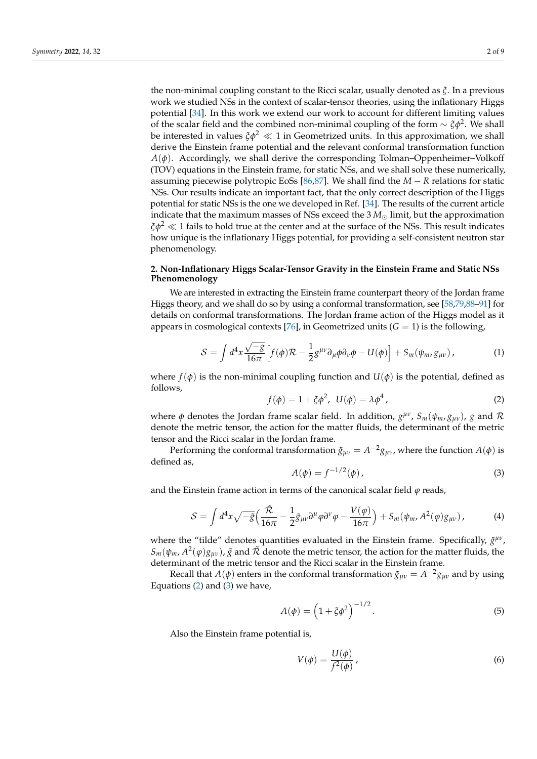the non-minimal coupling constant to the Ricci scalar, usually denoted as $\xi$. In a previous work we studied NSs in the context of scalar-tensor theories, using the inflationary Higgs potential [34]. In this work we extend our work to account for different limiting values of the scalar field and the combined non-minimal coupling of the form $\sim \xi\phi^2$. We shall be interested in values $\xi\phi^2 \ll 1$ in Geometrized units. In this approximation, we shall derive the Einstein frame potential and the relevant conformal transformation function $A(\phi)$. Accordingly, we shall derive the corresponding Tolman–Oppenheimer–Volkoff (TOV) equations in the Einstein frame, for static NSs, and we shall solve these numerically, assuming piecewise polytropic EoSs [86,87]. We shall find the $M - R$ relations for static NSs. Our results indicate an important fact, that the only correct description of the Higgs potential for static NSs is the one we developed in Ref. [34]. The results of the current article indicate that the maximum masses of NSs exceed the $3\,M_\odot$ limit, but the approximation $\xi\phi^2 \ll 1$ fails to hold true at the center and at the surface of the NSs. This result indicates how unique is the inflationary Higgs potential, for providing a self-consistent neutron star phenomenology.

## 2. Non-Inflationary Higgs Scalar-Tensor Gravity in the Einstein Frame and Static NSs Phenomenology

We are interested in extracting the Einstein frame counterpart theory of the Jordan frame Higgs theory, and we shall do so by using a conformal transformation, see [58,79,88–91] for details on conformal transformations. The Jordan frame action of the Higgs model as it appears in cosmological contexts [76], in Geometrized units ($G = 1$) is the following,

$$\mathcal{S} = \int d^4x \frac{\sqrt{-g}}{16\pi}\Big[f(\phi)\mathcal{R} - \frac{1}{2}g^{\mu\nu}\partial_\mu\phi\partial_\nu\phi - U(\phi)\Big] + S_m(\psi_m, g_{\mu\nu})\,, \tag{1}$$

where $f(\phi)$ is the non-minimal coupling function and $U(\phi)$ is the potential, defined as follows,

$$f(\phi) = 1 + \xi\phi^2,\;\; U(\phi) = \lambda\phi^4\,, \tag{2}$$

where $\phi$ denotes the Jordan frame scalar field. In addition, $g^{\mu\nu}$, $S_m(\psi_m, g_{\mu\nu})$, $g$ and $\mathcal{R}$ denote the metric tensor, the action for the matter fluids, the determinant of the metric tensor and the Ricci scalar in the Jordan frame.

Performing the conformal transformation $\tilde{g}_{\mu\nu} = A^{-2}g_{\mu\nu}$, where the function $A(\phi)$ is defined as,

$$A(\phi) = f^{-1/2}(\phi)\,, \tag{3}$$

and the Einstein frame action in terms of the canonical scalar field $\varphi$ reads,

$$\mathcal{S} = \int d^4x\sqrt{-\tilde{g}}\Big(\frac{\tilde{\mathcal{R}}}{16\pi} - \frac{1}{2}\tilde{g}_{\mu\nu}\partial^\mu\varphi\partial^\nu\varphi - \frac{V(\varphi)}{16\pi}\Big) + S_m(\psi_m, A^2(\varphi)g_{\mu\nu})\,, \tag{4}$$

where the "tilde" denotes quantities evaluated in the Einstein frame. Specifically, $\tilde{g}^{\mu\nu}$, $S_m(\psi_m, A^2(\varphi)g_{\mu\nu})$, $\tilde{g}$ and $\tilde{\mathcal{R}}$ denote the metric tensor, the action for the matter fluids, the determinant of the metric tensor and the Ricci scalar in the Einstein frame.

Recall that $A(\phi)$ enters in the conformal transformation $\tilde{g}_{\mu\nu} = A^{-2}g_{\mu\nu}$ and by using Equations (2) and (3) we have,

$$A(\phi) = \Big(1 + \xi\phi^2\Big)^{-1/2}\,. \tag{5}$$

Also the Einstein frame potential is,

$$V(\phi) = \frac{U(\phi)}{f^2(\phi)}\,, \tag{6}$$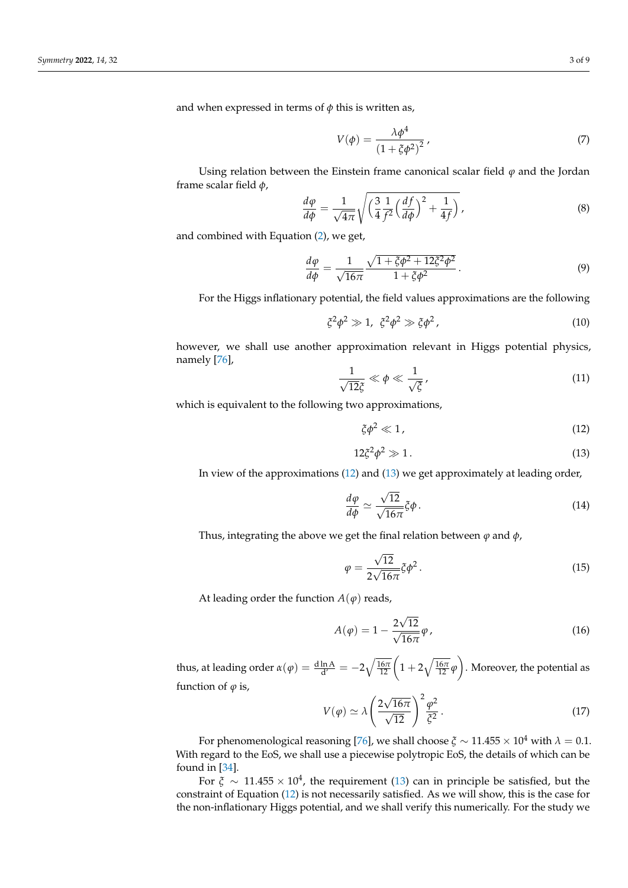and when expressed in terms of $\phi$ this is written as,

$$V(\phi) = \frac{\lambda \phi^4}{\left(1 + \xi \phi^2\right)^2}\,, \tag{7}$$

Using relation between the Einstein frame canonical scalar field $\varphi$ and the Jordan frame scalar field $\phi$,

$$\frac{d\varphi}{d\phi} = \frac{1}{\sqrt{4\pi}}\sqrt{\left(\frac{3}{4}\frac{1}{f^2}\left(\frac{df}{d\phi}\right)^2 + \frac{1}{4f}\right)}\,, \tag{8}$$

and combined with Equation (2), we get,

$$\frac{d\varphi}{d\phi} = \frac{1}{\sqrt{16\pi}}\frac{\sqrt{1 + \xi\phi^2 + 12\xi^2\phi^2}}{1 + \xi\phi^2}\,. \tag{9}$$

For the Higgs inflationary potential, the field values approximations are the following

$$\xi^2\phi^2 \gg 1,\;\; \xi^2\phi^2 \gg \xi\phi^2\,, \tag{10}$$

however, we shall use another approximation relevant in Higgs potential physics, namely [76],

$$\frac{1}{\sqrt{12\xi}} \ll \phi \ll \frac{1}{\sqrt{\xi}}\,, \tag{11}$$

which is equivalent to the following two approximations,

$$\xi\phi^2 \ll 1\,, \tag{12}$$

$$12\xi^2\phi^2 \gg 1\,. \tag{13}$$

In view of the approximations (12) and (13) we get approximately at leading order,

$$\frac{d\varphi}{d\phi} \simeq \frac{\sqrt{12}}{\sqrt{16\pi}}\xi\phi\,. \tag{14}$$

Thus, integrating the above we get the final relation between $\varphi$ and $\phi$,

$$\varphi = \frac{\sqrt{12}}{2\sqrt{16\pi}}\xi\phi^2\,. \tag{15}$$

At leading order the function $A(\varphi)$ reads,

$$A(\varphi) = 1 - \frac{2\sqrt{12}}{\sqrt{16\pi}}\varphi\,, \tag{16}$$

thus, at leading order $\alpha(\varphi) = \frac{\mathrm{d}\ln \mathrm{A}}{\mathrm{d}'} = -2\sqrt{\frac{16\pi}{12}}\left(1 + 2\sqrt{\frac{16\pi}{12}}\varphi\right)$. Moreover, the potential as function of $\varphi$ is,

$$V(\varphi) \simeq \lambda\left(\frac{2\sqrt{16\pi}}{\sqrt{12}}\right)^2\frac{\varphi^2}{\xi^2}\,. \tag{17}$$

For phenomenological reasoning [76], we shall choose $\xi \sim 11.455 \times 10^4$ with $\lambda = 0.1$. With regard to the EoS, we shall use a piecewise polytropic EoS, the details of which can be found in [34].

For $\xi \sim 11.455 \times 10^4$, the requirement (13) can in principle be satisfied, but the constraint of Equation (12) is not necessarily satisfied. As we will show, this is the case for the non-inflationary Higgs potential, and we shall verify this numerically. For the study we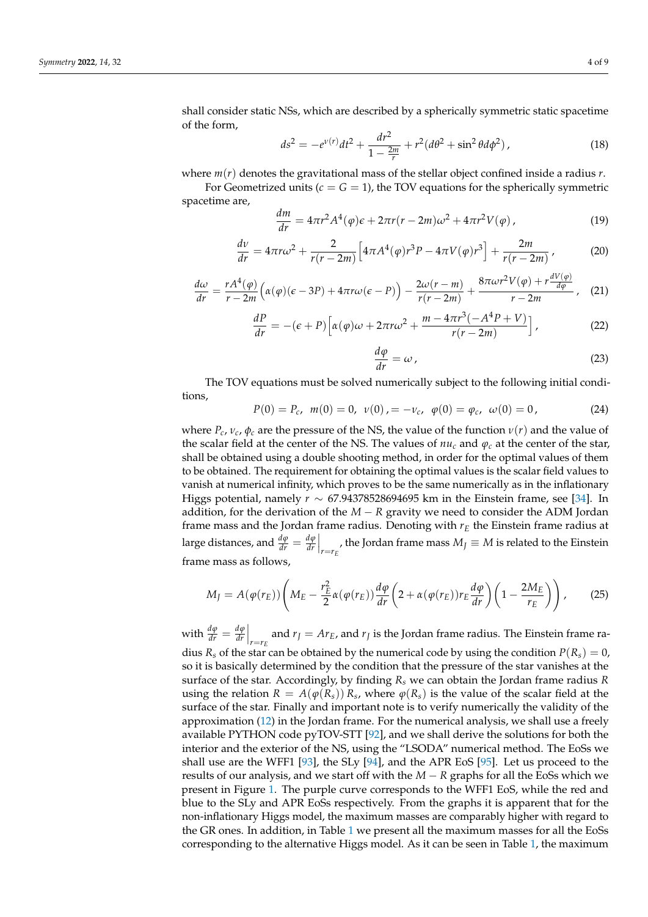shall consider static NSs, which are described by a spherically symmetric static spacetime of the form,

$$ds^2 = -e^{\nu(r)}dt^2 + \frac{dr^2}{1-\frac{2m}{r}} + r^2(d\theta^2 + \sin^2\theta d\phi^2)\,, \tag{18}$$

where $m(r)$ denotes the gravitational mass of the stellar object confined inside a radius $r$.

For Geometrized units ($c = G = 1$), the TOV equations for the spherically symmetric spacetime are,

$$\frac{dm}{dr} = 4\pi r^2 A^4(\varphi)\epsilon + 2\pi r(r-2m)\omega^2 + 4\pi r^2 V(\varphi)\,, \tag{19}$$

$$\frac{d\nu}{dr} = 4\pi r\omega^2 + \frac{2}{r(r-2m)}\Big[4\pi A^4(\varphi)r^3 P - 4\pi V(\varphi)r^3\Big] + \frac{2m}{r(r-2m)}\,, \tag{20}$$

$$\frac{d\omega}{dr} = \frac{rA^4(\varphi)}{r-2m}\Big(\alpha(\varphi)(\epsilon - 3P) + 4\pi r\omega(\epsilon - P)\Big) - \frac{2\omega(r-m)}{r(r-2m)} + \frac{8\pi\omega r^2 V(\varphi) + r\frac{dV(\varphi)}{d\varphi}}{r-2m}\,, \tag{21}$$

$$\frac{dP}{dr} = -(\epsilon + P)\Big[\alpha(\varphi)\omega + 2\pi r\omega^2 + \frac{m - 4\pi r^3(-A^4 P + V)}{r(r-2m)}\Big]\,, \tag{22}$$

$$\frac{d\varphi}{dr} = \omega\,, \tag{23}$$

The TOV equations must be solved numerically subject to the following initial conditions,

$$P(0) = P_c,\;\; m(0) = 0,\;\; \nu(0)\,, = -\nu_c,\;\; \varphi(0) = \varphi_c,\;\; \omega(0) = 0\,, \tag{24}$$

where $P_c$, $\nu_c$, $\phi_c$ are the pressure of the NS, the value of the function $\nu(r)$ and the value of the scalar field at the center of the NS. The values of $nu_c$ and $\varphi_c$ at the center of the star, shall be obtained using a double shooting method, in order for the optimal values of them to be obtained. The requirement for obtaining the optimal values is the scalar field values to vanish at numerical infinity, which proves to be the same numerically as in the inflationary Higgs potential, namely $r \sim 67.94378528694695$ km in the Einstein frame, see [34]. In addition, for the derivation of the $M-R$ gravity we need to consider the ADM Jordan frame mass and the Jordan frame radius. Denoting with $r_E$ the Einstein frame radius at large distances, and $\frac{d\varphi}{dr} = \frac{d\varphi}{dr}\Big|_{r=r_E}$, the Jordan frame mass $M_J \equiv M$ is related to the Einstein frame mass as follows,

$$M_J = A(\varphi(r_E))\left(M_E - \frac{r_E^2}{2}\alpha(\varphi(r_E))\frac{d\varphi}{dr}\left(2 + \alpha(\varphi(r_E))r_E\frac{d\varphi}{dr}\right)\left(1 - \frac{2M_E}{r_E}\right)\right)\,, \tag{25}$$

with $\frac{d\varphi}{dr} = \frac{d\varphi}{dr}\Big|_{r=r_E}$ and $r_J = Ar_E$, and $r_J$ is the Jordan frame radius. The Einstein frame radius $R_s$ of the star can be obtained by the numerical code by using the condition $P(R_s) = 0$, so it is basically determined by the condition that the pressure of the star vanishes at the surface of the star. Accordingly, by finding $R_s$ we can obtain the Jordan frame radius $R$ using the relation $R = A(\varphi(R_s))\,R_s$, where $\varphi(R_s)$ is the value of the scalar field at the surface of the star. Finally and important note is to verify numerically the validity of the approximation (12) in the Jordan frame. For the numerical analysis, we shall use a freely available PYTHON code pyTOV-STT [92], and we shall derive the solutions for both the interior and the exterior of the NS, using the "LSODA" numerical method. The EoSs we shall use are the WFF1 [93], the SLy [94], and the APR EoS [95]. Let us proceed to the results of our analysis, and we start off with the $M-R$ graphs for all the EoSs which we present in Figure 1. The purple curve corresponds to the WFF1 EoS, while the red and blue to the SLy and APR EoSs respectively. From the graphs it is apparent that for the non-inflationary Higgs model, the maximum masses are comparably higher with regard to the GR ones. In addition, in Table 1 we present all the maximum masses for all the EoSs corresponding to the alternative Higgs model. As it can be seen in Table 1, the maximum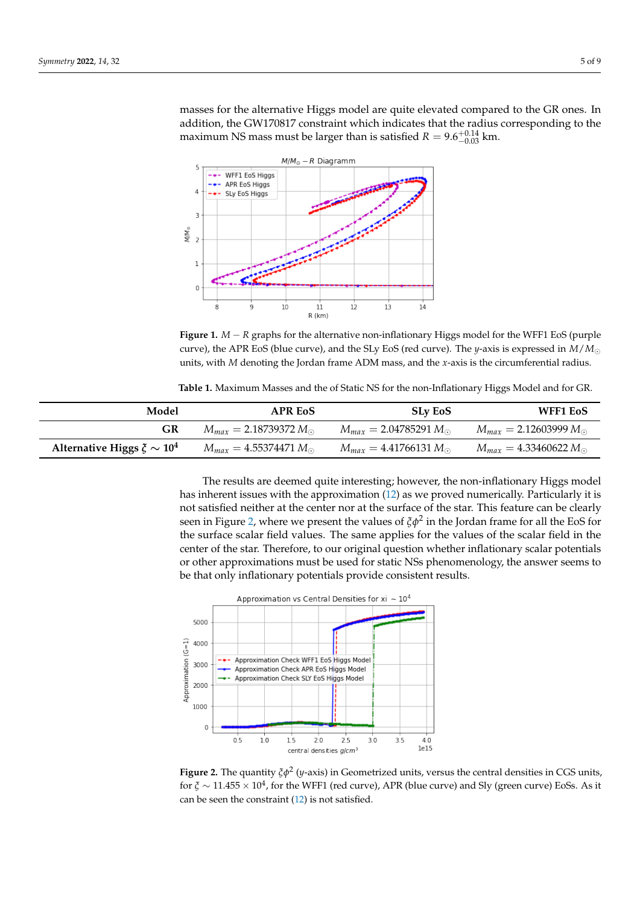masses for the alternative Higgs model are quite elevated compared to the GR ones. In addition, the GW170817 constraint which indicates that the radius corresponding to the maximum NS mass must be larger than is satisfied $R = 9.6^{+0.14}_{-0.03}$ km.

**Figure 1.** $M - R$ graphs for the alternative non-inflationary Higgs model for the WFF1 EoS (purple curve), the APR EoS (blue curve), and the SLy EoS (red curve). The $y$-axis is expressed in $M/M_\odot$ units, with $M$ denoting the Jordan frame ADM mass, and the $x$-axis is the circumferential radius.

**Table 1.** Maximum Masses and the of Static NS for the non-Inflationary Higgs Model and for GR.

| Model | APR EoS | SLy EoS | WFF1 EoS |
|---|---|---|---|
| **GR** | $M_{max} = 2.18739372\,M_\odot$ | $M_{max} = 2.04785291\,M_\odot$ | $M_{max} = 2.12603999\,M_\odot$ |
| **Alternative Higgs $\xi \sim 10^4$** | $M_{max} = 4.55374471\,M_\odot$ | $M_{max} = 4.41766131\,M_\odot$ | $M_{max} = 4.33460622\,M_\odot$ |

The results are deemed quite interesting; however, the non-inflationary Higgs model has inherent issues with the approximation (12) as we proved numerically. Particularly it is not satisfied neither at the center nor at the surface of the star. This feature can be clearly seen in Figure 2, where we present the values of $\xi\phi^2$ in the Jordan frame for all the EoS for the surface scalar field values. The same applies for the values of the scalar field in the center of the star. Therefore, to our original question whether inflationary scalar potentials or other approximations must be used for static NSs phenomenology, the answer seems to be that only inflationary potentials provide consistent results.

**Figure 2.** The quantity $\xi\phi^2$ ($y$-axis) in Geometrized units, versus the central densities in CGS units, for $\xi \sim 11.455 \times 10^4$, for the WFF1 (red curve), APR (blue curve) and Sly (green curve) EoSs. As it can be seen the constraint (12) is not satisfied.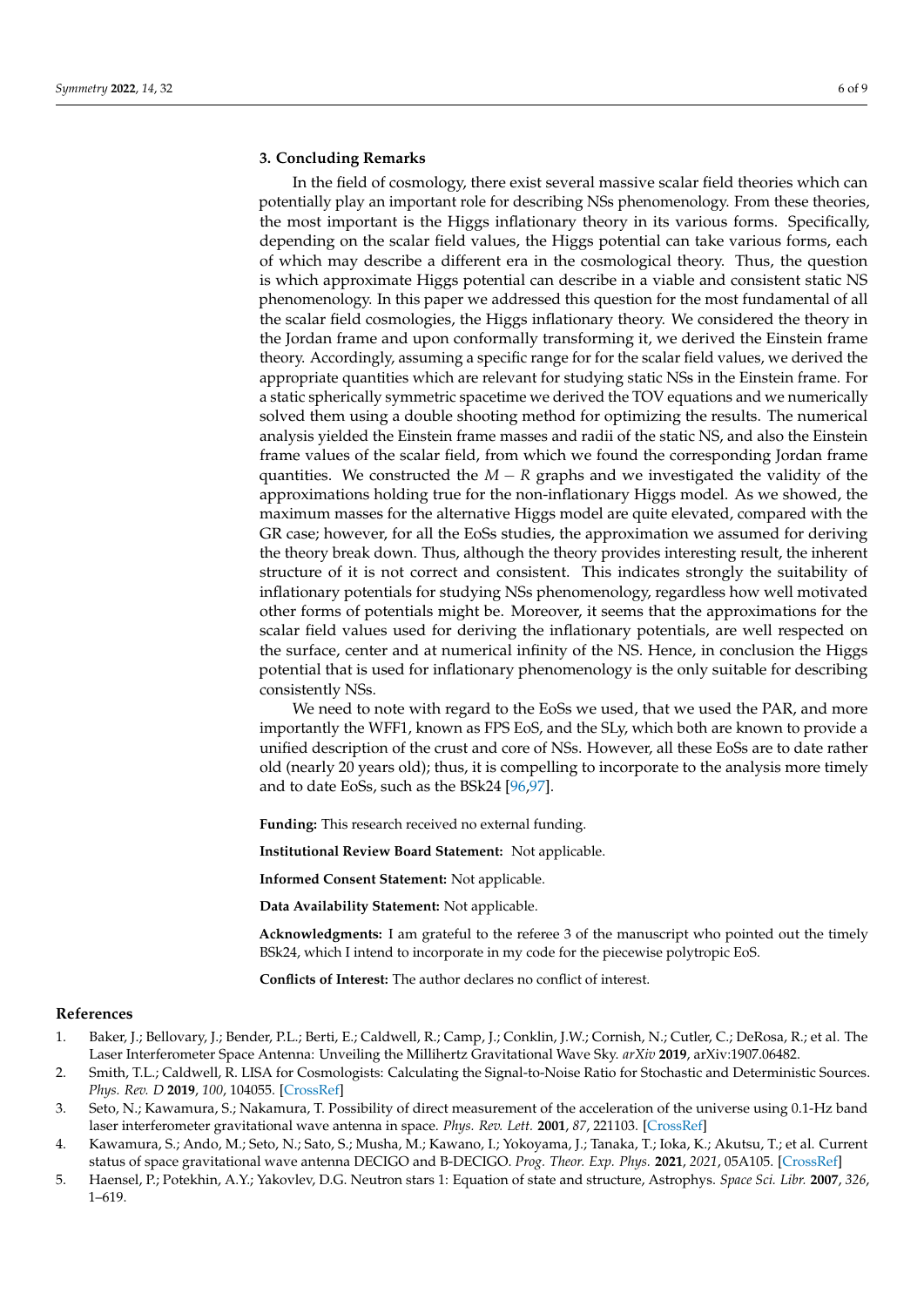## 3. Concluding Remarks

In the field of cosmology, there exist several massive scalar field theories which can potentially play an important role for describing NSs phenomenology. From these theories, the most important is the Higgs inflationary theory in its various forms. Specifically, depending on the scalar field values, the Higgs potential can take various forms, each of which may describe a different era in the cosmological theory. Thus, the question is which approximate Higgs potential can describe in a viable and consistent static NS phenomenology. In this paper we addressed this question for the most fundamental of all the scalar field cosmologies, the Higgs inflationary theory. We considered the theory in the Jordan frame and upon conformally transforming it, we derived the Einstein frame theory. Accordingly, assuming a specific range for for the scalar field values, we derived the appropriate quantities which are relevant for studying static NSs in the Einstein frame. For a static spherically symmetric spacetime we derived the TOV equations and we numerically solved them using a double shooting method for optimizing the results. The numerical analysis yielded the Einstein frame masses and radii of the static NS, and also the Einstein frame values of the scalar field, from which we found the corresponding Jordan frame quantities. We constructed the $M-R$ graphs and we investigated the validity of the approximations holding true for the non-inflationary Higgs model. As we showed, the maximum masses for the alternative Higgs model are quite elevated, compared with the GR case; however, for all the EoSs studies, the approximation we assumed for deriving the theory break down. Thus, although the theory provides interesting result, the inherent structure of it is not correct and consistent. This indicates strongly the suitability of inflationary potentials for studying NSs phenomenology, regardless how well motivated other forms of potentials might be. Moreover, it seems that the approximations for the scalar field values used for deriving the inflationary potentials, are well respected on the surface, center and at numerical infinity of the NS. Hence, in conclusion the Higgs potential that is used for inflationary phenomenology is the only suitable for describing consistently NSs.

We need to note with regard to the EoSs we used, that we used the PAR, and more importantly the WFF1, known as FPS EoS, and the SLy, which both are known to provide a unified description of the crust and core of NSs. However, all these EoSs are to date rather old (nearly 20 years old); thus, it is compelling to incorporate to the analysis more timely and to date EoSs, such as the BSk24 [96,97].

**Funding:** This research received no external funding.

**Institutional Review Board Statement:** Not applicable.

**Informed Consent Statement:** Not applicable.

**Data Availability Statement:** Not applicable.

**Acknowledgments:** I am grateful to the referee 3 of the manuscript who pointed out the timely BSk24, which I intend to incorporate in my code for the piecewise polytropic EoS.

**Conflicts of Interest:** The author declares no conflict of interest.

## References

1. Baker, J.; Bellovary, J.; Bender, P.L.; Berti, E.; Caldwell, R.; Camp, J.; Conklin, J.W.; Cornish, N.; Cutler, C.; DeRosa, R.; et al. The Laser Interferometer Space Antenna: Unveiling the Millihertz Gravitational Wave Sky. *arXiv* **2019**, arXiv:1907.06482.
2. Smith, T.L.; Caldwell, R. LISA for Cosmologists: Calculating the Signal-to-Noise Ratio for Stochastic and Deterministic Sources. *Phys. Rev. D* **2019**, *100*, 104055. [CrossRef]
3. Seto, N.; Kawamura, S.; Nakamura, T. Possibility of direct measurement of the acceleration of the universe using 0.1-Hz band laser interferometer gravitational wave antenna in space. *Phys. Rev. Lett.* **2001**, *87*, 221103. [CrossRef]
4. Kawamura, S.; Ando, M.; Seto, N.; Sato, S.; Musha, M.; Kawano, I.; Yokoyama, J.; Tanaka, T.; Ioka, K.; Akutsu, T.; et al. Current status of space gravitational wave antenna DECIGO and B-DECIGO. *Prog. Theor. Exp. Phys.* **2021**, *2021*, 05A105. [CrossRef]
5. Haensel, P.; Potekhin, A.Y.; Yakovlev, D.G. Neutron stars 1: Equation of state and structure, Astrophys. *Space Sci. Libr.* **2007**, *326*, 1–619.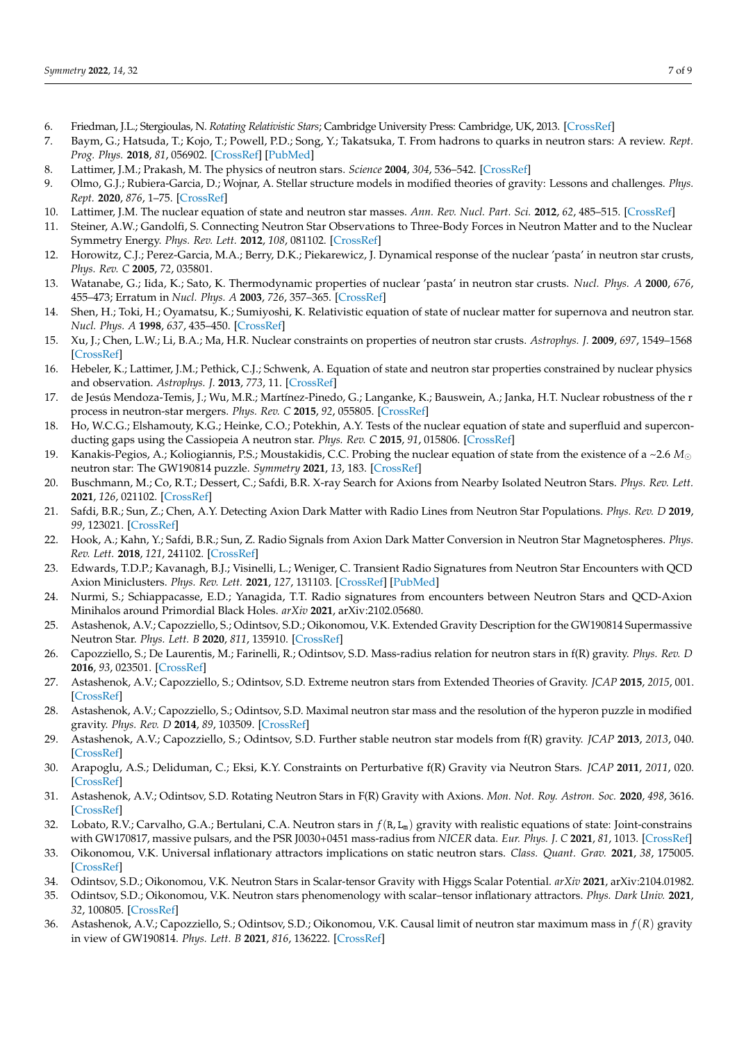6. Friedman, J.L.; Stergioulas, N. *Rotating Relativistic Stars*; Cambridge University Press: Cambridge, UK, 2013. [CrossRef]
7. Baym, G.; Hatsuda, T.; Kojo, T.; Powell, P.D.; Song, Y.; Takatsuka, T. From hadrons to quarks in neutron stars: A review. *Rept. Prog. Phys.* **2018**, *81*, 056902. [CrossRef] [PubMed]
8. Lattimer, J.M.; Prakash, M. The physics of neutron stars. *Science* **2004**, *304*, 536–542. [CrossRef]
9. Olmo, G.J.; Rubiera-Garcia, D.; Wojnar, A. Stellar structure models in modified theories of gravity: Lessons and challenges. *Phys. Rept.* **2020**, *876*, 1–75. [CrossRef]
10. Lattimer, J.M. The nuclear equation of state and neutron star masses. *Ann. Rev. Nucl. Part. Sci.* **2012**, *62*, 485–515. [CrossRef]
11. Steiner, A.W.; Gandolfi, S. Connecting Neutron Star Observations to Three-Body Forces in Neutron Matter and to the Nuclear Symmetry Energy. *Phys. Rev. Lett.* **2012**, *108*, 081102. [CrossRef]
12. Horowitz, C.J.; Perez-Garcia, M.A.; Berry, D.K.; Piekarewicz, J. Dynamical response of the nuclear 'pasta' in neutron star crusts, *Phys. Rev. C* **2005**, *72*, 035801.
13. Watanabe, G.; Iida, K.; Sato, K. Thermodynamic properties of nuclear 'pasta' in neutron star crusts. *Nucl. Phys. A* **2000**, *676*, 455–473; Erratum in *Nucl. Phys. A* **2003**, *726*, 357–365. [CrossRef]
14. Shen, H.; Toki, H.; Oyamatsu, K.; Sumiyoshi, K. Relativistic equation of state of nuclear matter for supernova and neutron star. *Nucl. Phys. A* **1998**, *637*, 435–450. [CrossRef]
15. Xu, J.; Chen, L.W.; Li, B.A.; Ma, H.R. Nuclear constraints on properties of neutron star crusts. *Astrophys. J.* **2009**, *697*, 1549–1568 [CrossRef]
16. Hebeler, K.; Lattimer, J.M.; Pethick, C.J.; Schwenk, A. Equation of state and neutron star properties constrained by nuclear physics and observation. *Astrophys. J.* **2013**, *773*, 11. [CrossRef]
17. de Jesús Mendoza-Temis, J.; Wu, M.R.; Martínez-Pinedo, G.; Langanke, K.; Bauswein, A.; Janka, H.T. Nuclear robustness of the r process in neutron-star mergers. *Phys. Rev. C* **2015**, *92*, 055805. [CrossRef]
18. Ho, W.C.G.; Elshamouty, K.G.; Heinke, C.O.; Potekhin, A.Y. Tests of the nuclear equation of state and superfluid and superconducting gaps using the Cassiopeia A neutron star. *Phys. Rev. C* **2015**, *91*, 015806. [CrossRef]
19. Kanakis-Pegios, A.; Koliogiannis, P.S.; Moustakidis, C.C. Probing the nuclear equation of state from the existence of a ~2.6 $M_\odot$ neutron star: The GW190814 puzzle. *Symmetry* **2021**, *13*, 183. [CrossRef]
20. Buschmann, M.; Co, R.T.; Dessert, C.; Safdi, B.R. X-ray Search for Axions from Nearby Isolated Neutron Stars. *Phys. Rev. Lett.* **2021**, *126*, 021102. [CrossRef]
21. Safdi, B.R.; Sun, Z.; Chen, A.Y. Detecting Axion Dark Matter with Radio Lines from Neutron Star Populations. *Phys. Rev. D* **2019**, *99*, 123021. [CrossRef]
22. Hook, A.; Kahn, Y.; Safdi, B.R.; Sun, Z. Radio Signals from Axion Dark Matter Conversion in Neutron Star Magnetospheres. *Phys. Rev. Lett.* **2018**, *121*, 241102. [CrossRef]
23. Edwards, T.D.P.; Kavanagh, B.J.; Visinelli, L.; Weniger, C. Transient Radio Signatures from Neutron Star Encounters with QCD Axion Miniclusters. *Phys. Rev. Lett.* **2021**, *127*, 131103. [CrossRef] [PubMed]
24. Nurmi, S.; Schiappacasse, E.D.; Yanagida, T.T. Radio signatures from encounters between Neutron Stars and QCD-Axion Minihalos around Primordial Black Holes. *arXiv* **2021**, arXiv:2102.05680.
25. Astashenok, A.V.; Capozziello, S.; Odintsov, S.D.; Oikonomou, V.K. Extended Gravity Description for the GW190814 Supermassive Neutron Star. *Phys. Lett. B* **2020**, *811*, 135910. [CrossRef]
26. Capozziello, S.; De Laurentis, M.; Farinelli, R.; Odintsov, S.D. Mass-radius relation for neutron stars in f(R) gravity. *Phys. Rev. D* **2016**, *93*, 023501. [CrossRef]
27. Astashenok, A.V.; Capozziello, S.; Odintsov, S.D. Extreme neutron stars from Extended Theories of Gravity. *JCAP* **2015**, *2015*, 001. [CrossRef]
28. Astashenok, A.V.; Capozziello, S.; Odintsov, S.D. Maximal neutron star mass and the resolution of the hyperon puzzle in modified gravity. *Phys. Rev. D* **2014**, *89*, 103509. [CrossRef]
29. Astashenok, A.V.; Capozziello, S.; Odintsov, S.D. Further stable neutron star models from f(R) gravity. *JCAP* **2013**, *2013*, 040. [CrossRef]
30. Arapoglu, A.S.; Deliduman, C.; Eksi, K.Y. Constraints on Perturbative f(R) Gravity via Neutron Stars. *JCAP* **2011**, *2011*, 020. [CrossRef]
31. Astashenok, A.V.; Odintsov, S.D. Rotating Neutron Stars in F(R) Gravity with Axions. *Mon. Not. Roy. Astron. Soc.* **2020**, *498*, 3616. [CrossRef]
32. Lobato, R.V.; Carvalho, G.A.; Bertulani, C.A. Neutron stars in $f(\mathtt{R}, \mathtt{L_m})$ gravity with realistic equations of state: Joint-constrains with GW170817, massive pulsars, and the PSR J0030+0451 mass-radius from *NICER* data. *Eur. Phys. J. C* **2021**, *81*, 1013. [CrossRef]
33. Oikonomou, V.K. Universal inflationary attractors implications on static neutron stars. *Class. Quant. Grav.* **2021**, *38*, 175005. [CrossRef]
34. Odintsov, S.D.; Oikonomou, V.K. Neutron Stars in Scalar-tensor Gravity with Higgs Scalar Potential. *arXiv* **2021**, arXiv:2104.01982.
35. Odintsov, S.D.; Oikonomou, V.K. Neutron stars phenomenology with scalar–tensor inflationary attractors. *Phys. Dark Univ.* **2021**, *32*, 100805. [CrossRef]
36. Astashenok, A.V.; Capozziello, S.; Odintsov, S.D.; Oikonomou, V.K. Causal limit of neutron star maximum mass in $f(R)$ gravity in view of GW190814. *Phys. Lett. B* **2021**, *816*, 136222. [CrossRef]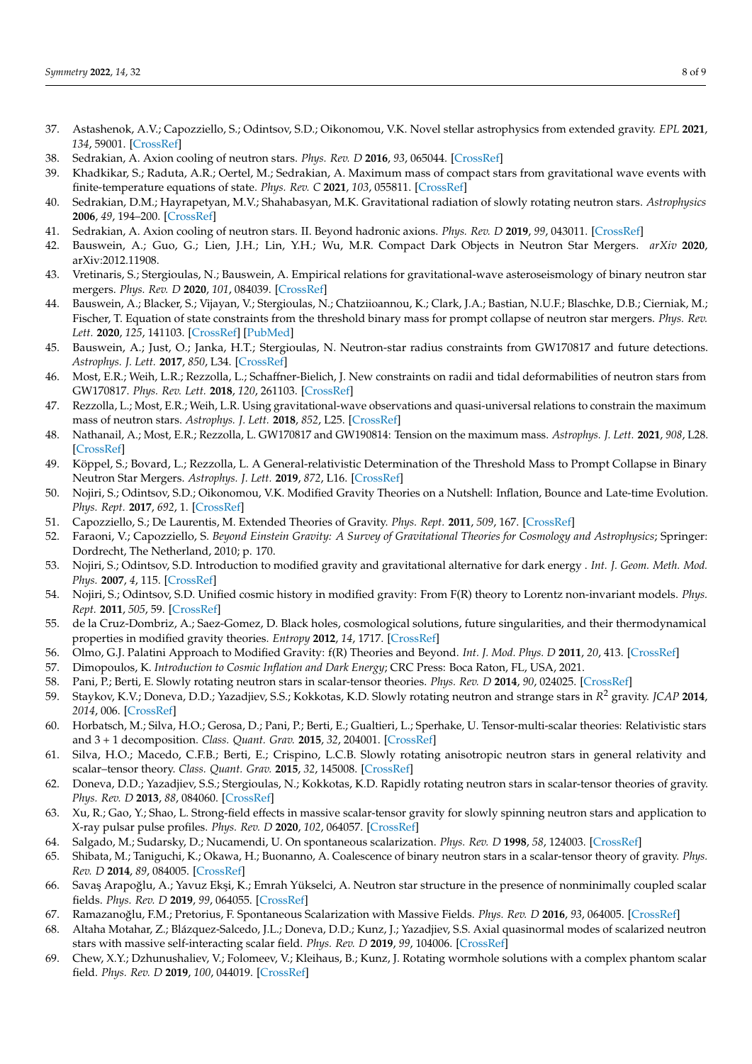37. Astashenok, A.V.; Capozziello, S.; Odintsov, S.D.; Oikonomou, V.K. Novel stellar astrophysics from extended gravity. *EPL* **2021**, *134*, 59001. [CrossRef]
38. Sedrakian, A. Axion cooling of neutron stars. *Phys. Rev. D* **2016**, *93*, 065044. [CrossRef]
39. Khadkikar, S.; Raduta, A.R.; Oertel, M.; Sedrakian, A. Maximum mass of compact stars from gravitational wave events with finite-temperature equations of state. *Phys. Rev. C* **2021**, *103*, 055811. [CrossRef]
40. Sedrakian, D.M.; Hayrapetyan, M.V.; Shahabasyan, M.K. Gravitational radiation of slowly rotating neutron stars. *Astrophysics* **2006**, *49*, 194–200. [CrossRef]
41. Sedrakian, A. Axion cooling of neutron stars. II. Beyond hadronic axions. *Phys. Rev. D* **2019**, *99*, 043011. [CrossRef]
42. Bauswein, A.; Guo, G.; Lien, J.H.; Lin, Y.H.; Wu, M.R. Compact Dark Objects in Neutron Star Mergers. *arXiv* **2020**, arXiv:2012.11908.
43. Vretinaris, S.; Stergioulas, N.; Bauswein, A. Empirical relations for gravitational-wave asteroseismology of binary neutron star mergers. *Phys. Rev. D* **2020**, *101*, 084039. [CrossRef]
44. Bauswein, A.; Blacker, S.; Vijayan, V.; Stergioulas, N.; Chatziioannou, K.; Clark, J.A.; Bastian, N.U.F.; Blaschke, D.B.; Cierniak, M.; Fischer, T. Equation of state constraints from the threshold binary mass for prompt collapse of neutron star mergers. *Phys. Rev. Lett.* **2020**, *125*, 141103. [CrossRef] [PubMed]
45. Bauswein, A.; Just, O.; Janka, H.T.; Stergioulas, N. Neutron-star radius constraints from GW170817 and future detections. *Astrophys. J. Lett.* **2017**, *850*, L34. [CrossRef]
46. Most, E.R.; Weih, L.R.; Rezzolla, L.; Schaffner-Bielich, J. New constraints on radii and tidal deformabilities of neutron stars from GW170817. *Phys. Rev. Lett.* **2018**, *120*, 261103. [CrossRef]
47. Rezzolla, L.; Most, E.R.; Weih, L.R. Using gravitational-wave observations and quasi-universal relations to constrain the maximum mass of neutron stars. *Astrophys. J. Lett.* **2018**, *852*, L25. [CrossRef]
48. Nathanail, A.; Most, E.R.; Rezzolla, L. GW170817 and GW190814: Tension on the maximum mass. *Astrophys. J. Lett.* **2021**, *908*, L28. [CrossRef]
49. Köppel, S.; Bovard, L.; Rezzolla, L. A General-relativistic Determination of the Threshold Mass to Prompt Collapse in Binary Neutron Star Mergers. *Astrophys. J. Lett.* **2019**, *872*, L16. [CrossRef]
50. Nojiri, S.; Odintsov, S.D.; Oikonomou, V.K. Modified Gravity Theories on a Nutshell: Inflation, Bounce and Late-time Evolution. *Phys. Rept.* **2017**, *692*, 1. [CrossRef]
51. Capozziello, S.; De Laurentis, M. Extended Theories of Gravity. *Phys. Rept.* **2011**, *509*, 167. [CrossRef]
52. Faraoni, V.; Capozziello, S. *Beyond Einstein Gravity: A Survey of Gravitational Theories for Cosmology and Astrophysics*; Springer: Dordrecht, The Netherland, 2010; p. 170.
53. Nojiri, S.; Odintsov, S.D. Introduction to modified gravity and gravitational alternative for dark energy . *Int. J. Geom. Meth. Mod. Phys.* **2007**, *4*, 115. [CrossRef]
54. Nojiri, S.; Odintsov, S.D. Unified cosmic history in modified gravity: From F(R) theory to Lorentz non-invariant models. *Phys. Rept.* **2011**, *505*, 59. [CrossRef]
55. de la Cruz-Dombriz, A.; Saez-Gomez, D. Black holes, cosmological solutions, future singularities, and their thermodynamical properties in modified gravity theories. *Entropy* **2012**, *14*, 1717. [CrossRef]
56. Olmo, G.J. Palatini Approach to Modified Gravity: f(R) Theories and Beyond. *Int. J. Mod. Phys. D* **2011**, *20*, 413. [CrossRef]
57. Dimopoulos, K. *Introduction to Cosmic Inflation and Dark Energy*; CRC Press: Boca Raton, FL, USA, 2021.
58. Pani, P.; Berti, E. Slowly rotating neutron stars in scalar-tensor theories. *Phys. Rev. D* **2014**, *90*, 024025. [CrossRef]
59. Staykov, K.V.; Doneva, D.D.; Yazadjiev, S.S.; Kokkotas, K.D. Slowly rotating neutron and strange stars in $R^2$ gravity. *JCAP* **2014**, *2014*, 006. [CrossRef]
60. Horbatsch, M.; Silva, H.O.; Gerosa, D.; Pani, P.; Berti, E.; Gualtieri, L.; Sperhake, U. Tensor-multi-scalar theories: Relativistic stars and 3 + 1 decomposition. *Class. Quant. Grav.* **2015**, *32*, 204001. [CrossRef]
61. Silva, H.O.; Macedo, C.F.B.; Berti, E.; Crispino, L.C.B. Slowly rotating anisotropic neutron stars in general relativity and scalar–tensor theory. *Class. Quant. Grav.* **2015**, *32*, 145008. [CrossRef]
62. Doneva, D.D.; Yazadjiev, S.S.; Stergioulas, N.; Kokkotas, K.D. Rapidly rotating neutron stars in scalar-tensor theories of gravity. *Phys. Rev. D* **2013**, *88*, 084060. [CrossRef]
63. Xu, R.; Gao, Y.; Shao, L. Strong-field effects in massive scalar-tensor gravity for slowly spinning neutron stars and application to X-ray pulsar pulse profiles. *Phys. Rev. D* **2020**, *102*, 064057. [CrossRef]
64. Salgado, M.; Sudarsky, D.; Nucamendi, U. On spontaneous scalarization. *Phys. Rev. D* **1998**, *58*, 124003. [CrossRef]
65. Shibata, M.; Taniguchi, K.; Okawa, H.; Buonanno, A. Coalescence of binary neutron stars in a scalar-tensor theory of gravity. *Phys. Rev. D* **2014**, *89*, 084005. [CrossRef]
66. Savaş Arapoğlu, A.; Yavuz Ekşi, K.; Emrah Yükselci, A. Neutron star structure in the presence of nonminimally coupled scalar fields. *Phys. Rev. D* **2019**, *99*, 064055. [CrossRef]
67. Ramazanoğlu, F.M.; Pretorius, F. Spontaneous Scalarization with Massive Fields. *Phys. Rev. D* **2016**, *93*, 064005. [CrossRef]
68. Altaha Motahar, Z.; Blázquez-Salcedo, J.L.; Doneva, D.D.; Kunz, J.; Yazadjiev, S.S. Axial quasinormal modes of scalarized neutron stars with massive self-interacting scalar field. *Phys. Rev. D* **2019**, *99*, 104006. [CrossRef]
69. Chew, X.Y.; Dzhunushaliev, V.; Folomeev, V.; Kleihaus, B.; Kunz, J. Rotating wormhole solutions with a complex phantom scalar field. *Phys. Rev. D* **2019**, *100*, 044019. [CrossRef]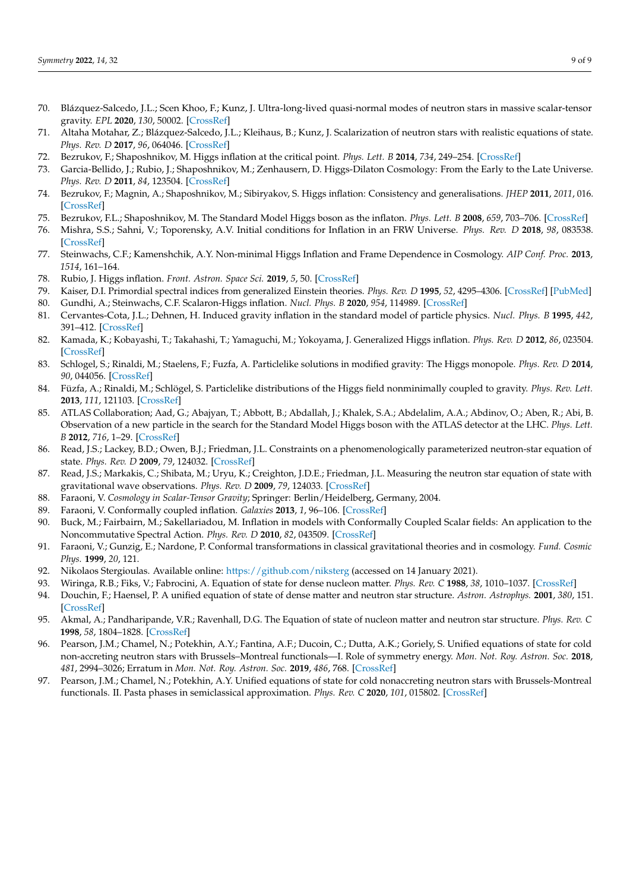70. Blázquez-Salcedo, J.L.; Scen Khoo, F.; Kunz, J. Ultra-long-lived quasi-normal modes of neutron stars in massive scalar-tensor gravity. *EPL* **2020**, *130*, 50002. [CrossRef]
71. Altaha Motahar, Z.; Blázquez-Salcedo, J.L.; Kleihaus, B.; Kunz, J. Scalarization of neutron stars with realistic equations of state. *Phys. Rev. D* **2017**, *96*, 064046. [CrossRef]
72. Bezrukov, F.; Shaposhnikov, M. Higgs inflation at the critical point. *Phys. Lett. B* **2014**, *734*, 249–254. [CrossRef]
73. Garcia-Bellido, J.; Rubio, J.; Shaposhnikov, M.; Zenhausern, D. Higgs-Dilaton Cosmology: From the Early to the Late Universe. *Phys. Rev. D* **2011**, *84*, 123504. [CrossRef]
74. Bezrukov, F.; Magnin, A.; Shaposhnikov, M.; Sibiryakov, S. Higgs inflation: Consistency and generalisations. *JHEP* **2011**, *2011*, 016. [CrossRef]
75. Bezrukov, F.L.; Shaposhnikov, M. The Standard Model Higgs boson as the inflaton. *Phys. Lett. B* **2008**, *659*, 703–706. [CrossRef]
76. Mishra, S.S.; Sahni, V.; Toporensky, A.V. Initial conditions for Inflation in an FRW Universe. *Phys. Rev. D* **2018**, *98*, 083538. [CrossRef]
77. Steinwachs, C.F.; Kamenshchik, A.Y. Non-minimal Higgs Inflation and Frame Dependence in Cosmology. *AIP Conf. Proc.* **2013**, *1514*, 161–164.
78. Rubio, J. Higgs inflation. *Front. Astron. Space Sci.* **2019**, *5*, 50. [CrossRef]
79. Kaiser, D.I. Primordial spectral indices from generalized Einstein theories. *Phys. Rev. D* **1995**, *52*, 4295–4306. [CrossRef] [PubMed]
80. Gundhi, A.; Steinwachs, C.F. Scalaron-Higgs inflation. *Nucl. Phys. B* **2020**, *954*, 114989. [CrossRef]
81. Cervantes-Cota, J.L.; Dehnen, H. Induced gravity inflation in the standard model of particle physics. *Nucl. Phys. B* **1995**, *442*, 391–412. [CrossRef]
82. Kamada, K.; Kobayashi, T.; Takahashi, T.; Yamaguchi, M.; Yokoyama, J. Generalized Higgs inflation. *Phys. Rev. D* **2012**, *86*, 023504. [CrossRef]
83. Schlogel, S.; Rinaldi, M.; Staelens, F.; Fuzfa, A. Particlelike solutions in modified gravity: The Higgs monopole. *Phys. Rev. D* **2014**, *90*, 044056. [CrossRef]
84. Füzfa, A.; Rinaldi, M.; Schlögel, S. Particlelike distributions of the Higgs field nonminimally coupled to gravity. *Phys. Rev. Lett.* **2013**, *111*, 121103. [CrossRef]
85. ATLAS Collaboration; Aad, G.; Abajyan, T.; Abbott, B.; Abdallah, J.; Khalek, S.A.; Abdelalim, A.A.; Abdinov, O.; Aben, R.; Abi, B. Observation of a new particle in the search for the Standard Model Higgs boson with the ATLAS detector at the LHC. *Phys. Lett. B* **2012**, *716*, 1–29. [CrossRef]
86. Read, J.S.; Lackey, B.D.; Owen, B.J.; Friedman, J.L. Constraints on a phenomenologically parameterized neutron-star equation of state. *Phys. Rev. D* **2009**, *79*, 124032. [CrossRef]
87. Read, J.S.; Markakis, C.; Shibata, M.; Uryu, K.; Creighton, J.D.E.; Friedman, J.L. Measuring the neutron star equation of state with gravitational wave observations. *Phys. Rev. D* **2009**, *79*, 124033. [CrossRef]
88. Faraoni, V. *Cosmology in Scalar-Tensor Gravity*; Springer: Berlin/Heidelberg, Germany, 2004.
89. Faraoni, V. Conformally coupled inflation. *Galaxies* **2013**, *1*, 96–106. [CrossRef]
90. Buck, M.; Fairbairn, M.; Sakellariadou, M. Inflation in models with Conformally Coupled Scalar fields: An application to the Noncommutative Spectral Action. *Phys. Rev. D* **2010**, *82*, 043509. [CrossRef]
91. Faraoni, V.; Gunzig, E.; Nardone, P. Conformal transformations in classical gravitational theories and in cosmology. *Fund. Cosmic Phys.* **1999**, *20*, 121.
92. Nikolaos Stergioulas. Available online: https://github.com/niksterg (accessed on 14 January 2021).
93. Wiringa, R.B.; Fiks, V.; Fabrocini, A. Equation of state for dense nucleon matter. *Phys. Rev. C* **1988**, *38*, 1010–1037. [CrossRef]
94. Douchin, F.; Haensel, P. A unified equation of state of dense matter and neutron star structure. *Astron. Astrophys.* **2001**, *380*, 151. [CrossRef]
95. Akmal, A.; Pandharipande, V.R.; Ravenhall, D.G. The Equation of state of nucleon matter and neutron star structure. *Phys. Rev. C* **1998**, *58*, 1804–1828. [CrossRef]
96. Pearson, J.M.; Chamel, N.; Potekhin, A.Y.; Fantina, A.F.; Ducoin, C.; Dutta, A.K.; Goriely, S. Unified equations of state for cold non-accreting neutron stars with Brussels–Montreal functionals—I. Role of symmetry energy. *Mon. Not. Roy. Astron. Soc.* **2018**, *481*, 2994–3026; Erratum in *Mon. Not. Roy. Astron. Soc.* **2019**, *486*, 768. [CrossRef]
97. Pearson, J.M.; Chamel, N.; Potekhin, A.Y. Unified equations of state for cold nonaccreting neutron stars with Brussels-Montreal functionals. II. Pasta phases in semiclassical approximation. *Phys. Rev. C* **2020**, *101*, 015802. [CrossRef]